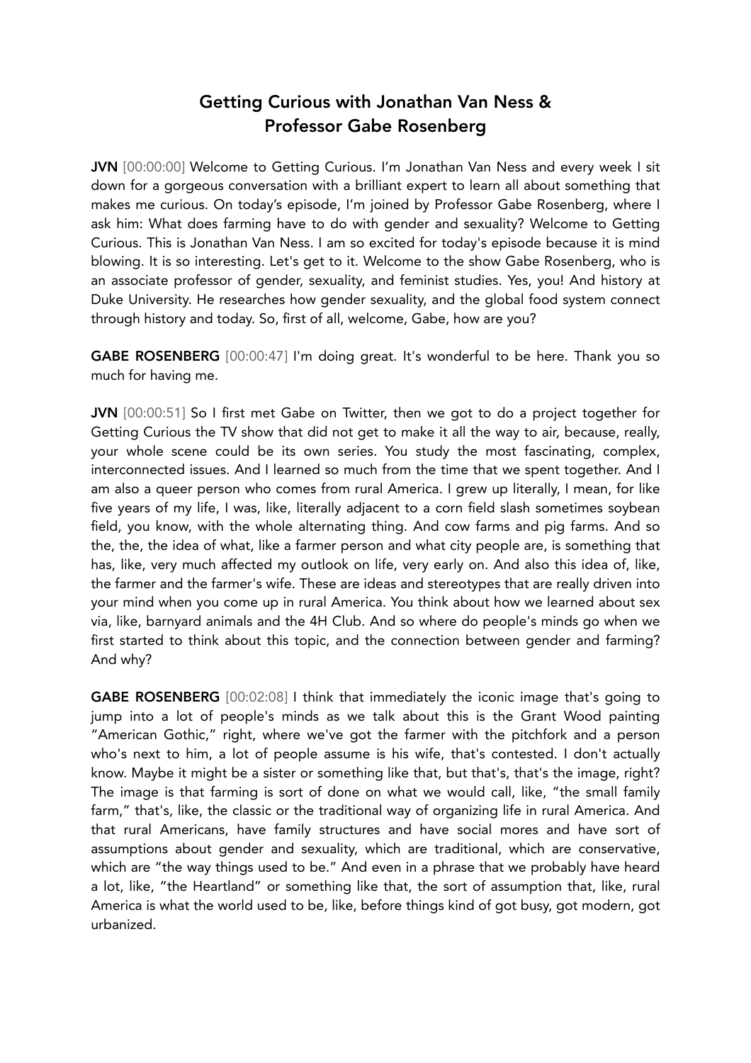# Getting Curious with Jonathan Van Ness & Professor Gabe Rosenberg

**JVN** [00:00:00] Welcome to Getting Curious. I'm Jonathan Van Ness and every week I sit down for a gorgeous conversation with a brilliant expert to learn all about something that makes me curious. On today's episode, I'm joined by Professor Gabe Rosenberg, where I ask him: What does farming have to do with gender and sexuality? Welcome to Getting Curious. This is Jonathan Van Ness. I am so excited for today's episode because it is mind blowing. It is so interesting. Let's get to it. Welcome to the show Gabe Rosenberg, who is an associate professor of gender, sexuality, and feminist studies. Yes, you! And history at Duke University. He researches how gender sexuality, and the global food system connect through history and today. So, first of all, welcome, Gabe, how are you?

**GABE ROSENBERG** [00:00:47] I'm doing great. It's wonderful to be here. Thank you so much for having me.

**JVN** [00:00:51] So I first met Gabe on Twitter, then we got to do a project together for Getting Curious the TV show that did not get to make it all the way to air, because, really, your whole scene could be its own series. You study the most fascinating, complex, interconnected issues. And I learned so much from the time that we spent together. And I am also a queer person who comes from rural America. I grew up literally, I mean, for like five years of my life, I was, like, literally adjacent to a corn field slash sometimes soybean field, you know, with the whole alternating thing. And cow farms and pig farms. And so the, the, the idea of what, like a farmer person and what city people are, is something that has, like, very much affected my outlook on life, very early on. And also this idea of, like, the farmer and the farmer's wife. These are ideas and stereotypes that are really driven into your mind when you come up in rural America. You think about how we learned about sex via, like, barnyard animals and the 4H Club. And so where do people's minds go when we first started to think about this topic, and the connection between gender and farming? And why?

**GABE ROSENBERG** [00:02:08] I think that immediately the iconic image that's going to jump into a lot of people's minds as we talk about this is the Grant Wood painting "American Gothic," right, where we've got the farmer with the pitchfork and a person who's next to him, a lot of people assume is his wife, that's contested. I don't actually know. Maybe it might be a sister or something like that, but that's, that's the image, right? The image is that farming is sort of done on what we would call, like, "the small family farm," that's, like, the classic or the traditional way of organizing life in rural America. And that rural Americans, have family structures and have social mores and have sort of assumptions about gender and sexuality, which are traditional, which are conservative, which are "the way things used to be." And even in a phrase that we probably have heard a lot, like, "the Heartland" or something like that, the sort of assumption that, like, rural America is what the world used to be, like, before things kind of got busy, got modern, got urbanized.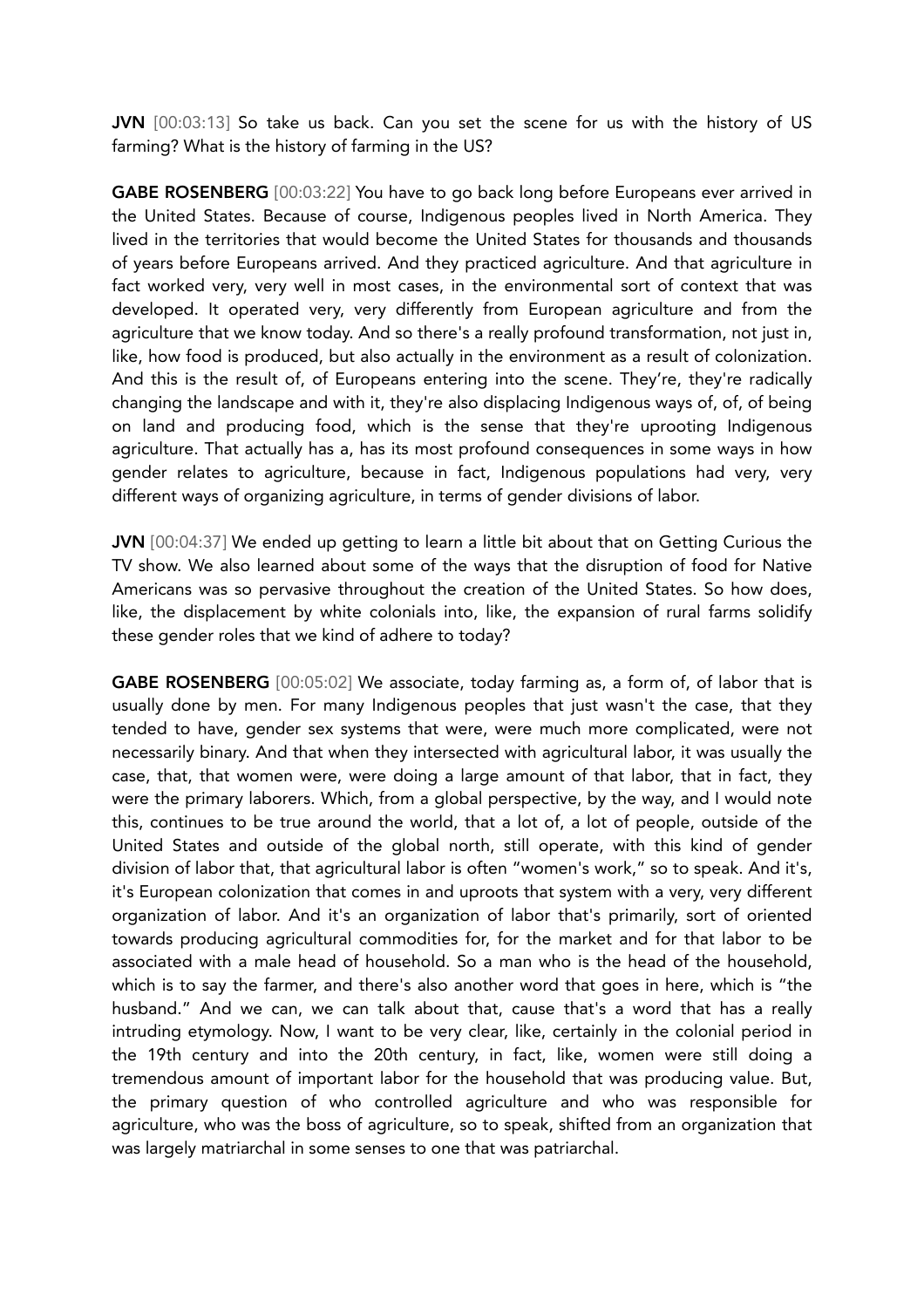**JVN** [00:03:13] So take us back. Can you set the scene for us with the history of US farming? What is the history of farming in the US?

**GABE ROSENBERG** [00:03:22] You have to go back long before Europeans ever arrived in the United States. Because of course, Indigenous peoples lived in North America. They lived in the territories that would become the United States for thousands and thousands of years before Europeans arrived. And they practiced agriculture. And that agriculture in fact worked very, very well in most cases, in the environmental sort of context that was developed. It operated very, very differently from European agriculture and from the agriculture that we know today. And so there's a really profound transformation, not just in, like, how food is produced, but also actually in the environment as a result of colonization. And this is the result of, of Europeans entering into the scene. They're, they're radically changing the landscape and with it, they're also displacing Indigenous ways of, of, of being on land and producing food, which is the sense that they're uprooting Indigenous agriculture. That actually has a, has its most profound consequences in some ways in how gender relates to agriculture, because in fact, Indigenous populations had very, very different ways of organizing agriculture, in terms of gender divisions of labor.

**JVN** [00:04:37] We ended up getting to learn a little bit about that on Getting Curious the TV show. We also learned about some of the ways that the disruption of food for Native Americans was so pervasive throughout the creation of the United States. So how does, like, the displacement by white colonials into, like, the expansion of rural farms solidify these gender roles that we kind of adhere to today?

**GABE ROSENBERG** [00:05:02] We associate, today farming as, a form of, of labor that is usually done by men. For many Indigenous peoples that just wasn't the case, that they tended to have, gender sex systems that were, were much more complicated, were not necessarily binary. And that when they intersected with agricultural labor, it was usually the case, that, that women were, were doing a large amount of that labor, that in fact, they were the primary laborers. Which, from a global perspective, by the way, and I would note this, continues to be true around the world, that a lot of, a lot of people, outside of the United States and outside of the global north, still operate, with this kind of gender division of labor that, that agricultural labor is often "women's work," so to speak. And it's, it's European colonization that comes in and uproots that system with a very, very different organization of labor. And it's an organization of labor that's primarily, sort of oriented towards producing agricultural commodities for, for the market and for that labor to be associated with a male head of household. So a man who is the head of the household, which is to say the farmer, and there's also another word that goes in here, which is "the husband." And we can, we can talk about that, cause that's a word that has a really intruding etymology. Now, I want to be very clear, like, certainly in the colonial period in the 19th century and into the 20th century, in fact, like, women were still doing a tremendous amount of important labor for the household that was producing value. But, the primary question of who controlled agriculture and who was responsible for agriculture, who was the boss of agriculture, so to speak, shifted from an organization that was largely matriarchal in some senses to one that was patriarchal.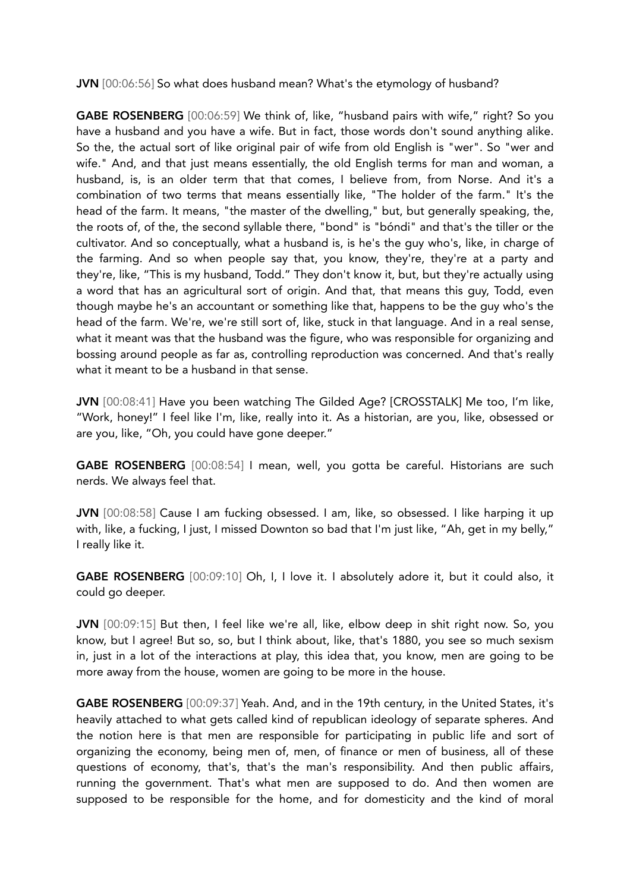**JVN** [00:06:56] So what does husband mean? What's the etymology of husband?

**GABE ROSENBERG** [00:06:59] We think of, like, "husband pairs with wife," right? So you have a husband and you have a wife. But in fact, those words don't sound anything alike. So the, the actual sort of like original pair of wife from old English is "wer". So "wer and wife." And, and that just means essentially, the old English terms for man and woman, a husband, is, is an older term that that comes, I believe from, from Norse. And it's a combination of two terms that means essentially like, "The holder of the farm." It's the head of the farm. It means, "the master of the dwelling," but, but generally speaking, the, the roots of, of the, the second syllable there, "bond" is "bóndi" and that's the tiller or the cultivator. And so conceptually, what a husband is, is he's the guy who's, like, in charge of the farming. And so when people say that, you know, they're, they're at a party and they're, like, "This is my husband, Todd." They don't know it, but, but they're actually using a word that has an agricultural sort of origin. And that, that means this guy, Todd, even though maybe he's an accountant or something like that, happens to be the guy who's the head of the farm. We're, we're still sort of, like, stuck in that language. And in a real sense, what it meant was that the husband was the figure, who was responsible for organizing and bossing around people as far as, controlling reproduction was concerned. And that's really what it meant to be a husband in that sense.

**JVN** [00:08:41] Have you been watching The Gilded Age? [CROSSTALK] Me too, I'm like, "Work, honey!" I feel like I'm, like, really into it. As a historian, are you, like, obsessed or are you, like, "Oh, you could have gone deeper."

**GABE ROSENBERG** [00:08:54] I mean, well, you gotta be careful. Historians are such nerds. We always feel that.

**JVN** [00:08:58] Cause I am fucking obsessed. I am, like, so obsessed. I like harping it up with, like, a fucking, I just, I missed Downton so bad that I'm just like, "Ah, get in my belly," I really like it.

**GABE ROSENBERG** [00:09:10] Oh, I, I love it. I absolutely adore it, but it could also, it could go deeper.

**JVN** [00:09:15] But then, I feel like we're all, like, elbow deep in shit right now. So, you know, but I agree! But so, so, but I think about, like, that's 1880, you see so much sexism in, just in a lot of the interactions at play, this idea that, you know, men are going to be more away from the house, women are going to be more in the house.

**GABE ROSENBERG** [00:09:37] Yeah. And, and in the 19th century, in the United States, it's heavily attached to what gets called kind of republican ideology of separate spheres. And the notion here is that men are responsible for participating in public life and sort of organizing the economy, being men of, men, of finance or men of business, all of these questions of economy, that's, that's the man's responsibility. And then public affairs, running the government. That's what men are supposed to do. And then women are supposed to be responsible for the home, and for domesticity and the kind of moral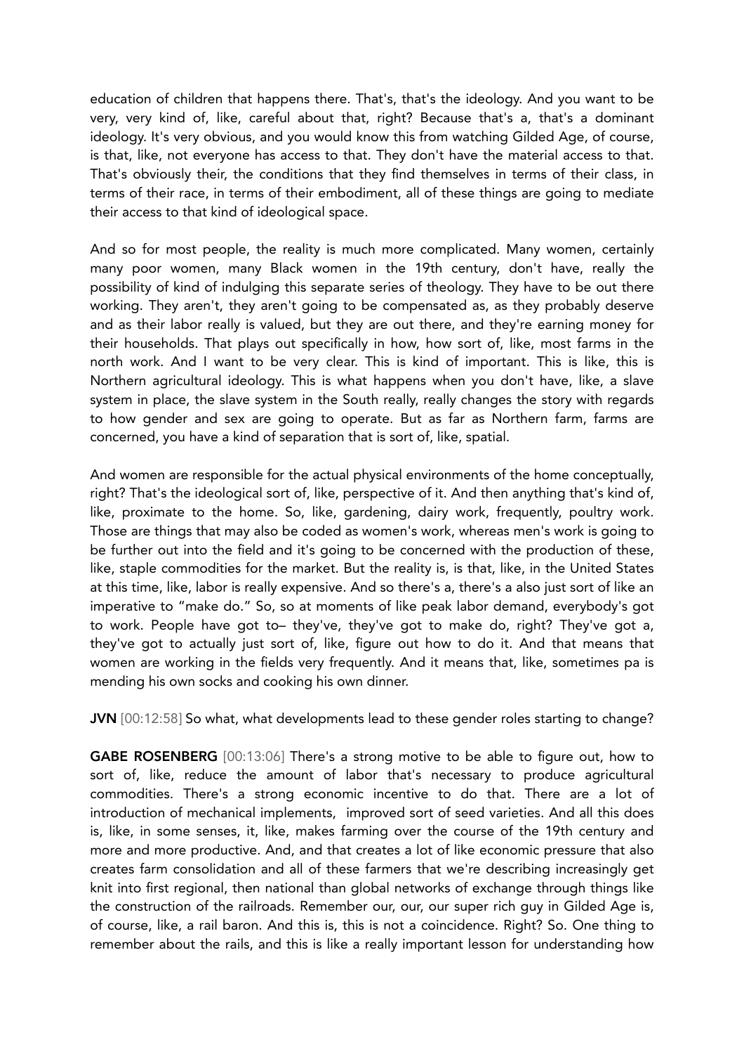education of children that happens there. That's, that's the ideology. And you want to be very, very kind of, like, careful about that, right? Because that's a, that's a dominant ideology. It's very obvious, and you would know this from watching Gilded Age, of course, is that, like, not everyone has access to that. They don't have the material access to that. That's obviously their, the conditions that they find themselves in terms of their class, in terms of their race, in terms of their embodiment, all of these things are going to mediate their access to that kind of ideological space.

And so for most people, the reality is much more complicated. Many women, certainly many poor women, many Black women in the 19th century, don't have, really the possibility of kind of indulging this separate series of theology. They have to be out there working. They aren't, they aren't going to be compensated as, as they probably deserve and as their labor really is valued, but they are out there, and they're earning money for their households. That plays out specifically in how, how sort of, like, most farms in the north work. And I want to be very clear. This is kind of important. This is like, this is Northern agricultural ideology. This is what happens when you don't have, like, a slave system in place, the slave system in the South really, really changes the story with regards to how gender and sex are going to operate. But as far as Northern farm, farms are concerned, you have a kind of separation that is sort of, like, spatial.

And women are responsible for the actual physical environments of the home conceptually, right? That's the ideological sort of, like, perspective of it. And then anything that's kind of, like, proximate to the home. So, like, gardening, dairy work, frequently, poultry work. Those are things that may also be coded as women's work, whereas men's work is going to be further out into the field and it's going to be concerned with the production of these, like, staple commodities for the market. But the reality is, is that, like, in the United States at this time, like, labor is really expensive. And so there's a, there's a also just sort of like an imperative to "make do." So, so at moments of like peak labor demand, everybody's got to work. People have got to– they've, they've got to make do, right? They've got a, they've got to actually just sort of, like, figure out how to do it. And that means that women are working in the fields very frequently. And it means that, like, sometimes pa is mending his own socks and cooking his own dinner.

**JVN** [00:12:58] So what, what developments lead to these gender roles starting to change?

**GABE ROSENBERG** [00:13:06] There's a strong motive to be able to figure out, how to sort of, like, reduce the amount of labor that's necessary to produce agricultural commodities. There's a strong economic incentive to do that. There are a lot of introduction of mechanical implements, improved sort of seed varieties. And all this does is, like, in some senses, it, like, makes farming over the course of the 19th century and more and more productive. And, and that creates a lot of like economic pressure that also creates farm consolidation and all of these farmers that we're describing increasingly get knit into first regional, then national than global networks of exchange through things like the construction of the railroads. Remember our, our, our super rich guy in Gilded Age is, of course, like, a rail baron. And this is, this is not a coincidence. Right? So. One thing to remember about the rails, and this is like a really important lesson for understanding how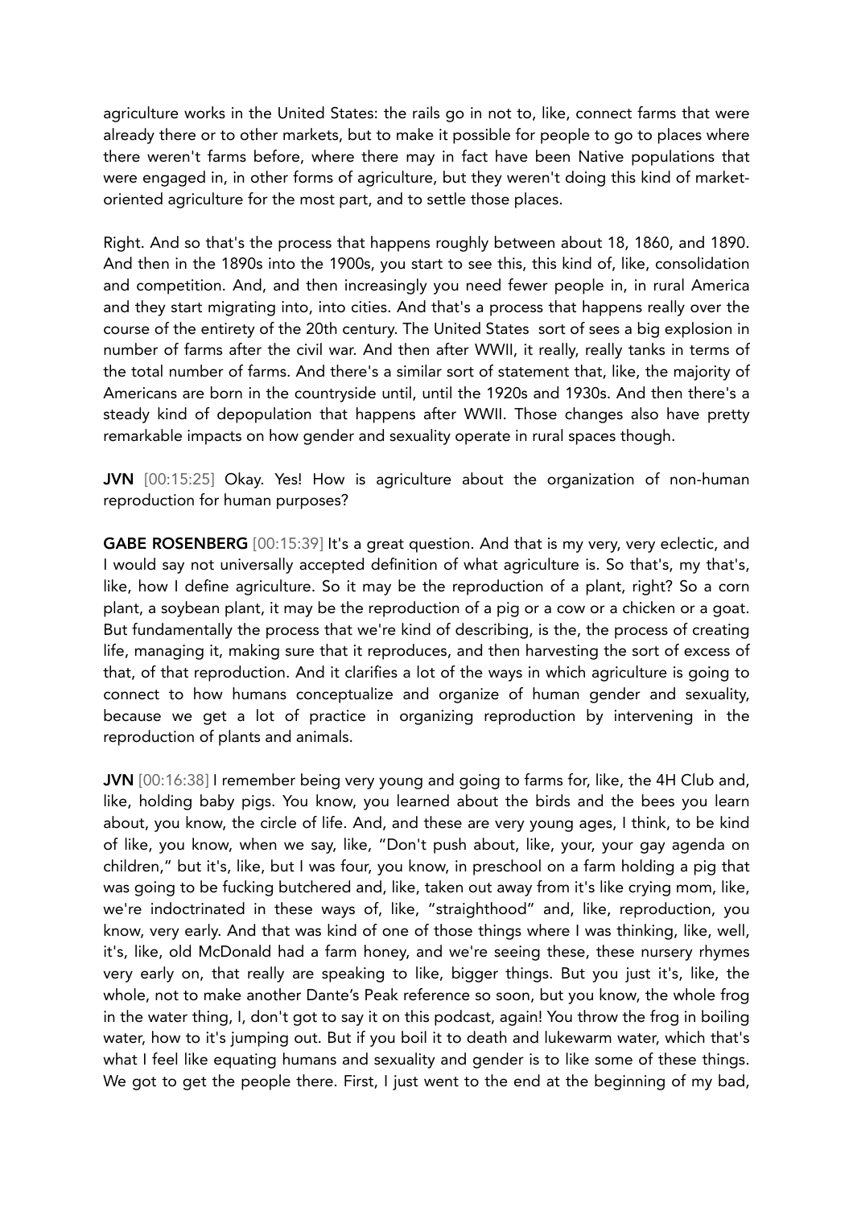agriculture works in the United States: the rails go in not to, like, connect farms that were already there or to other markets, but to make it possible for people to go to places where there weren't farms before, where there may in fact have been Native populations that were engaged in, in other forms of agriculture, but they weren't doing this kind of market-oriented agriculture for the most part, and to settle those places.

Right. And so that's the process that happens roughly between about 18, 1860, and 1890. And then in the 1890s into the 1900s, you start to see this, this kind of, like, consolidation and competition. And, and then increasingly you need fewer people in, in rural America and they start migrating into, into cities. And that's a process that happens really over the course of the entirety of the 20th century. The United States sort of sees a big explosion in number of farms after the civil war. And then after WWII, it really, really tanks in terms of the total number of farms. And there's a similar sort of statement that, like, the majority of Americans are born in the countryside until, until the 1920s and 1930s. And then there's a steady kind of depopulation that happens after WWII. Those changes also have pretty remarkable impacts on how gender and sexuality operate in rural spaces though.

**JVN** [00:15:25] Okay. Yes! How is agriculture about the organization of non-human reproduction for human purposes?

**GABE ROSENBERG** [00:15:39] It's a great question. And that is my very, very eclectic, and I would say not universally accepted definition of what agriculture is. So that's, my that's, like, how I define agriculture. So it may be the reproduction of a plant, right? So a corn plant, a soybean plant, it may be the reproduction of a pig or a cow or a chicken or a goat. But fundamentally the process that we're kind of describing, is the, the process of creating life, managing it, making sure that it reproduces, and then harvesting the sort of excess of that, of that reproduction. And it clarifies a lot of the ways in which agriculture is going to connect to how humans conceptualize and organize of human gender and sexuality, because we get a lot of practice in organizing reproduction by intervening in the reproduction of plants and animals.

**JVN** [00:16:38] I remember being very young and going to farms for, like, the 4H Club and, like, holding baby pigs. You know, you learned about the birds and the bees you learn about, you know, the circle of life. And, and these are very young ages, I think, to be kind of like, you know, when we say, like, "Don't push about, like, your, your gay agenda on children," but it's, like, but I was four, you know, in preschool on a farm holding a pig that was going to be fucking butchered and, like, taken out away from it's like crying mom, like, we're indoctrinated in these ways of, like, "straighthood" and, like, reproduction, you know, very early. And that was kind of one of those things where I was thinking, like, well, it's, like, old McDonald had a farm honey, and we're seeing these, these nursery rhymes very early on, that really are speaking to like, bigger things. But you just it's, like, the whole, not to make another Dante's Peak reference so soon, but you know, the whole frog in the water thing, I, don't got to say it on this podcast, again! You throw the frog in boiling water, how to it's jumping out. But if you boil it to death and lukewarm water, which that's what I feel like equating humans and sexuality and gender is to like some of these things. We got to get the people there. First, I just went to the end at the beginning of my bad,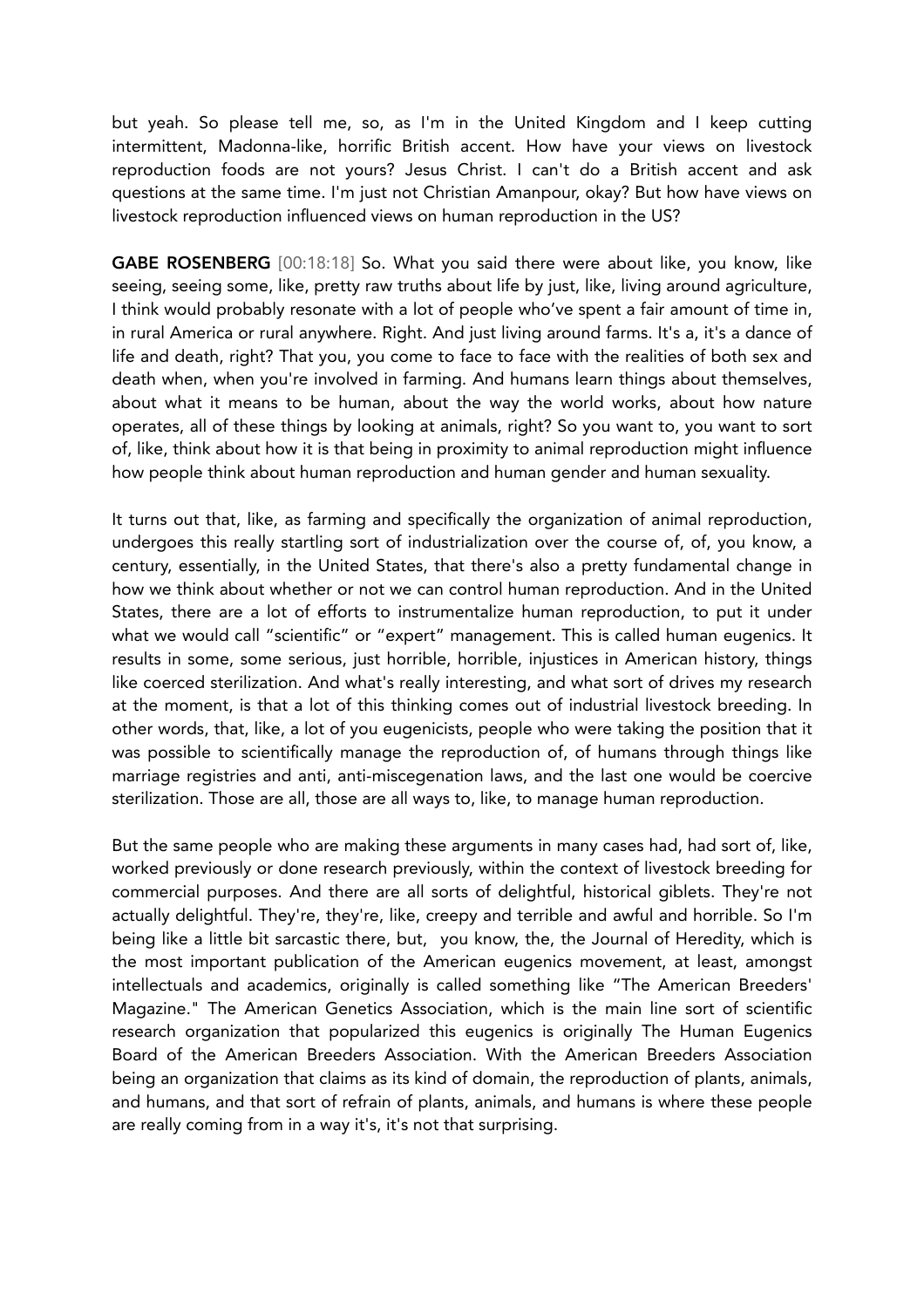but yeah. So please tell me, so, as I'm in the United Kingdom and I keep cutting intermittent, Madonna-like, horrific British accent. How have your views on livestock reproduction foods are not yours? Jesus Christ. I can't do a British accent and ask questions at the same time. I'm just not Christian Amanpour, okay? But how have views on livestock reproduction influenced views on human reproduction in the US?

**GABE ROSENBERG** [00:18:18] So. What you said there were about like, you know, like seeing, seeing some, like, pretty raw truths about life by just, like, living around agriculture, I think would probably resonate with a lot of people who've spent a fair amount of time in, in rural America or rural anywhere. Right. And just living around farms. It's a, it's a dance of life and death, right? That you, you come to face to face with the realities of both sex and death when, when you're involved in farming. And humans learn things about themselves, about what it means to be human, about the way the world works, about how nature operates, all of these things by looking at animals, right? So you want to, you want to sort of, like, think about how it is that being in proximity to animal reproduction might influence how people think about human reproduction and human gender and human sexuality.

It turns out that, like, as farming and specifically the organization of animal reproduction, undergoes this really startling sort of industrialization over the course of, of, you know, a century, essentially, in the United States, that there's also a pretty fundamental change in how we think about whether or not we can control human reproduction. And in the United States, there are a lot of efforts to instrumentalize human reproduction, to put it under what we would call "scientific" or "expert" management. This is called human eugenics. It results in some, some serious, just horrible, horrible, injustices in American history, things like coerced sterilization. And what's really interesting, and what sort of drives my research at the moment, is that a lot of this thinking comes out of industrial livestock breeding. In other words, that, like, a lot of you eugenicists, people who were taking the position that it was possible to scientifically manage the reproduction of, of humans through things like marriage registries and anti, anti-miscegenation laws, and the last one would be coercive sterilization. Those are all, those are all ways to, like, to manage human reproduction.

But the same people who are making these arguments in many cases had, had sort of, like, worked previously or done research previously, within the context of livestock breeding for commercial purposes. And there are all sorts of delightful, historical giblets. They're not actually delightful. They're, they're, like, creepy and terrible and awful and horrible. So I'm being like a little bit sarcastic there, but, you know, the, the Journal of Heredity, which is the most important publication of the American eugenics movement, at least, amongst intellectuals and academics, originally is called something like "The American Breeders' Magazine." The American Genetics Association, which is the main line sort of scientific research organization that popularized this eugenics is originally The Human Eugenics Board of the American Breeders Association. With the American Breeders Association being an organization that claims as its kind of domain, the reproduction of plants, animals, and humans, and that sort of refrain of plants, animals, and humans is where these people are really coming from in a way it's, it's not that surprising.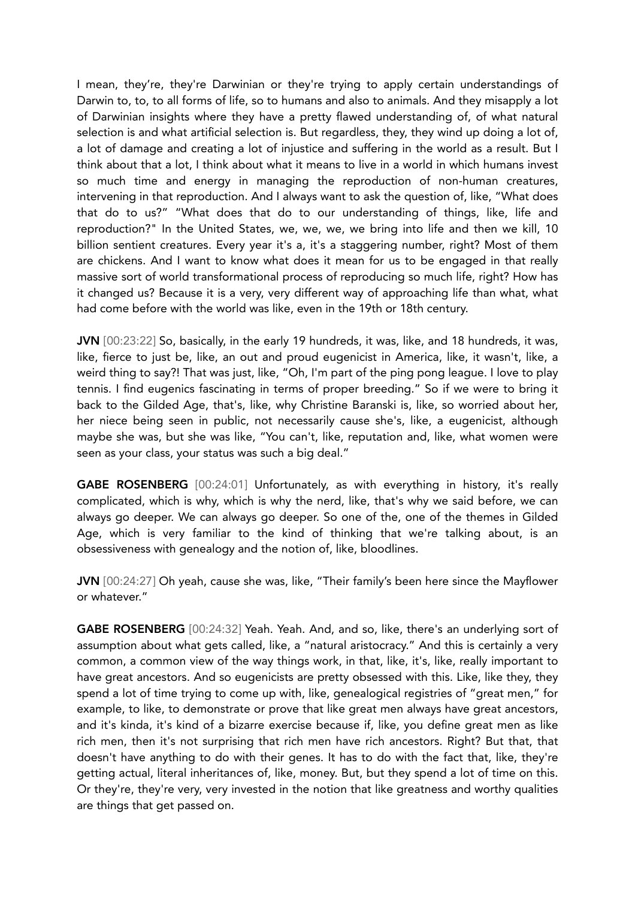I mean, they're, they're Darwinian or they're trying to apply certain understandings of Darwin to, to, to all forms of life, so to humans and also to animals. And they misapply a lot of Darwinian insights where they have a pretty flawed understanding of, of what natural selection is and what artificial selection is. But regardless, they, they wind up doing a lot of, a lot of damage and creating a lot of injustice and suffering in the world as a result. But I think about that a lot, I think about what it means to live in a world in which humans invest so much time and energy in managing the reproduction of non-human creatures, intervening in that reproduction. And I always want to ask the question of, like, "What does that do to us?" "What does that do to our understanding of things, like, life and reproduction?" In the United States, we, we, we, we bring into life and then we kill, 10 billion sentient creatures. Every year it's a, it's a staggering number, right? Most of them are chickens. And I want to know what does it mean for us to be engaged in that really massive sort of world transformational process of reproducing so much life, right? How has it changed us? Because it is a very, very different way of approaching life than what, what had come before with the world was like, even in the 19th or 18th century.

**JVN** [00:23:22] So, basically, in the early 19 hundreds, it was, like, and 18 hundreds, it was, like, fierce to just be, like, an out and proud eugenicist in America, like, it wasn't, like, a weird thing to say?! That was just, like, "Oh, I'm part of the ping pong league. I love to play tennis. I find eugenics fascinating in terms of proper breeding." So if we were to bring it back to the Gilded Age, that's, like, why Christine Baranski is, like, so worried about her, her niece being seen in public, not necessarily cause she's, like, a eugenicist, although maybe she was, but she was like, "You can't, like, reputation and, like, what women were seen as your class, your status was such a big deal."

**GABE ROSENBERG** [00:24:01] Unfortunately, as with everything in history, it's really complicated, which is why, which is why the nerd, like, that's why we said before, we can always go deeper. We can always go deeper. So one of the, one of the themes in Gilded Age, which is very familiar to the kind of thinking that we're talking about, is an obsessiveness with genealogy and the notion of, like, bloodlines.

**JVN** [00:24:27] Oh yeah, cause she was, like, "Their family's been here since the Mayflower or whatever."

**GABE ROSENBERG** [00:24:32] Yeah. Yeah. And, and so, like, there's an underlying sort of assumption about what gets called, like, a "natural aristocracy." And this is certainly a very common, a common view of the way things work, in that, like, it's, like, really important to have great ancestors. And so eugenicists are pretty obsessed with this. Like, like they, they spend a lot of time trying to come up with, like, genealogical registries of "great men," for example, to like, to demonstrate or prove that like great men always have great ancestors, and it's kinda, it's kind of a bizarre exercise because if, like, you define great men as like rich men, then it's not surprising that rich men have rich ancestors. Right? But that, that doesn't have anything to do with their genes. It has to do with the fact that, like, they're getting actual, literal inheritances of, like, money. But, but they spend a lot of time on this. Or they're, they're very, very invested in the notion that like greatness and worthy qualities are things that get passed on.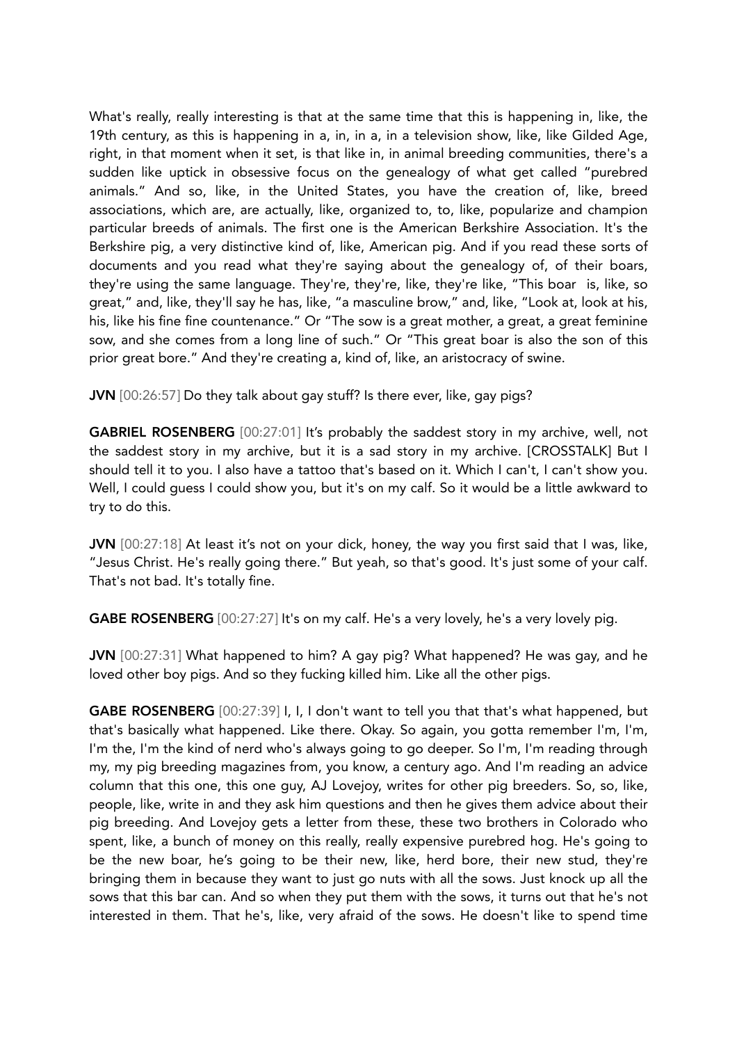What's really, really interesting is that at the same time that this is happening in, like, the 19th century, as this is happening in a, in, in a, in a television show, like, like Gilded Age, right, in that moment when it set, is that like in, in animal breeding communities, there's a sudden like uptick in obsessive focus on the genealogy of what get called "purebred animals." And so, like, in the United States, you have the creation of, like, breed associations, which are, are actually, like, organized to, to, like, popularize and champion particular breeds of animals. The first one is the American Berkshire Association. It's the Berkshire pig, a very distinctive kind of, like, American pig. And if you read these sorts of documents and you read what they're saying about the genealogy of, of their boars, they're using the same language. They're, they're, like, they're like, "This boar is, like, so great," and, like, they'll say he has, like, "a masculine brow," and, like, "Look at, look at his, his, like his fine fine countenance." Or "The sow is a great mother, a great, a great feminine sow, and she comes from a long line of such." Or "This great boar is also the son of this prior great bore." And they're creating a, kind of, like, an aristocracy of swine.

**JVN** [00:26:57] Do they talk about gay stuff? Is there ever, like, gay pigs?

**GABRIEL ROSENBERG** [00:27:01] It's probably the saddest story in my archive, well, not the saddest story in my archive, but it is a sad story in my archive. [CROSSTALK] But I should tell it to you. I also have a tattoo that's based on it. Which I can't, I can't show you. Well, I could guess I could show you, but it's on my calf. So it would be a little awkward to try to do this.

**JVN** [00:27:18] At least it's not on your dick, honey, the way you first said that I was, like, "Jesus Christ. He's really going there." But yeah, so that's good. It's just some of your calf. That's not bad. It's totally fine.

**GABE ROSENBERG** [00:27:27] It's on my calf. He's a very lovely, he's a very lovely pig.

**JVN** [00:27:31] What happened to him? A gay pig? What happened? He was gay, and he loved other boy pigs. And so they fucking killed him. Like all the other pigs.

**GABE ROSENBERG** [00:27:39] I, I, I don't want to tell you that that's what happened, but that's basically what happened. Like there. Okay. So again, you gotta remember I'm, I'm, I'm the, I'm the kind of nerd who's always going to go deeper. So I'm, I'm reading through my, my pig breeding magazines from, you know, a century ago. And I'm reading an advice column that this one, this one guy, AJ Lovejoy, writes for other pig breeders. So, so, like, people, like, write in and they ask him questions and then he gives them advice about their pig breeding. And Lovejoy gets a letter from these, these two brothers in Colorado who spent, like, a bunch of money on this really, really expensive purebred hog. He's going to be the new boar, he's going to be their new, like, herd bore, their new stud, they're bringing them in because they want to just go nuts with all the sows. Just knock up all the sows that this bar can. And so when they put them with the sows, it turns out that he's not interested in them. That he's, like, very afraid of the sows. He doesn't like to spend time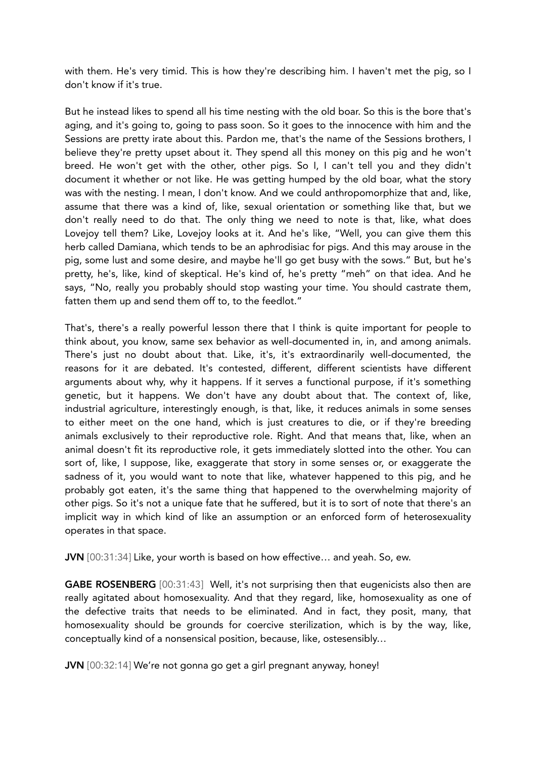with them. He's very timid. This is how they're describing him. I haven't met the pig, so I don't know if it's true.

But he instead likes to spend all his time nesting with the old boar. So this is the bore that's aging, and it's going to, going to pass soon. So it goes to the innocence with him and the Sessions are pretty irate about this. Pardon me, that's the name of the Sessions brothers, I believe they're pretty upset about it. They spend all this money on this pig and he won't breed. He won't get with the other, other pigs. So I, I can't tell you and they didn't document it whether or not like. He was getting humped by the old boar, what the story was with the nesting. I mean, I don't know. And we could anthropomorphize that and, like, assume that there was a kind of, like, sexual orientation or something like that, but we don't really need to do that. The only thing we need to note is that, like, what does Lovejoy tell them? Like, Lovejoy looks at it. And he's like, "Well, you can give them this herb called Damiana, which tends to be an aphrodisiac for pigs. And this may arouse in the pig, some lust and some desire, and maybe he'll go get busy with the sows." But, but he's pretty, he's, like, kind of skeptical. He's kind of, he's pretty "meh" on that idea. And he says, "No, really you probably should stop wasting your time. You should castrate them, fatten them up and send them off to, to the feedlot."

That's, there's a really powerful lesson there that I think is quite important for people to think about, you know, same sex behavior as well-documented in, in, and among animals. There's just no doubt about that. Like, it's, it's extraordinarily well-documented, the reasons for it are debated. It's contested, different, different scientists have different arguments about why, why it happens. If it serves a functional purpose, if it's something genetic, but it happens. We don't have any doubt about that. The context of, like, industrial agriculture, interestingly enough, is that, like, it reduces animals in some senses to either meet on the one hand, which is just creatures to die, or if they're breeding animals exclusively to their reproductive role. Right. And that means that, like, when an animal doesn't fit its reproductive role, it gets immediately slotted into the other. You can sort of, like, I suppose, like, exaggerate that story in some senses or, or exaggerate the sadness of it, you would want to note that like, whatever happened to this pig, and he probably got eaten, it's the same thing that happened to the overwhelming majority of other pigs. So it's not a unique fate that he suffered, but it is to sort of note that there's an implicit way in which kind of like an assumption or an enforced form of heterosexuality operates in that space.

**JVN** [00:31:34] Like, your worth is based on how effective… and yeah. So, ew.

**GABE ROSENBERG** [00:31:43] Well, it's not surprising then that eugenicists also then are really agitated about homosexuality. And that they regard, like, homosexuality as one of the defective traits that needs to be eliminated. And in fact, they posit, many, that homosexuality should be grounds for coercive sterilization, which is by the way, like, conceptually kind of a nonsensical position, because, like, ostesensibly…

**JVN** [00:32:14] We're not gonna go get a girl pregnant anyway, honey!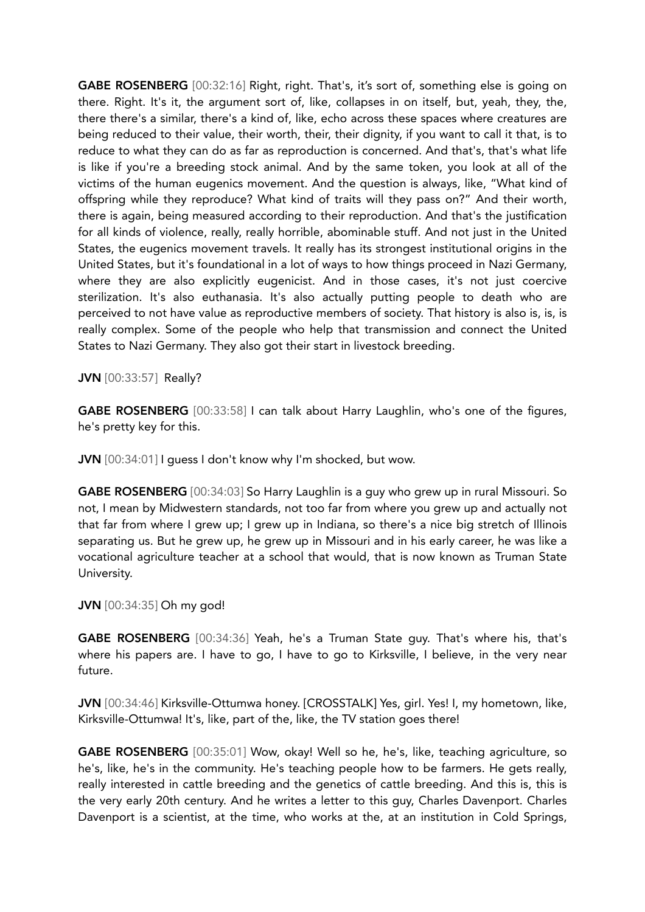**GABE ROSENBERG** [00:32:16] Right, right. That's, it's sort of, something else is going on there. Right. It's it, the argument sort of, like, collapses in on itself, but, yeah, they, the, there there's a similar, there's a kind of, like, echo across these spaces where creatures are being reduced to their value, their worth, their, their dignity, if you want to call it that, is to reduce to what they can do as far as reproduction is concerned. And that's, that's what life is like if you're a breeding stock animal. And by the same token, you look at all of the victims of the human eugenics movement. And the question is always, like, "What kind of offspring while they reproduce? What kind of traits will they pass on?" And their worth, there is again, being measured according to their reproduction. And that's the justification for all kinds of violence, really, really horrible, abominable stuff. And not just in the United States, the eugenics movement travels. It really has its strongest institutional origins in the United States, but it's foundational in a lot of ways to how things proceed in Nazi Germany, where they are also explicitly eugenicist. And in those cases, it's not just coercive sterilization. It's also euthanasia. It's also actually putting people to death who are perceived to not have value as reproductive members of society. That history is also is, is, is really complex. Some of the people who help that transmission and connect the United States to Nazi Germany. They also got their start in livestock breeding.

**JVN** [00:33:57] Really?

**GABE ROSENBERG** [00:33:58] I can talk about Harry Laughlin, who's one of the figures, he's pretty key for this.

**JVN** [00:34:01] I guess I don't know why I'm shocked, but wow.

**GABE ROSENBERG** [00:34:03] So Harry Laughlin is a guy who grew up in rural Missouri. So not, I mean by Midwestern standards, not too far from where you grew up and actually not that far from where I grew up; I grew up in Indiana, so there's a nice big stretch of Illinois separating us. But he grew up, he grew up in Missouri and in his early career, he was like a vocational agriculture teacher at a school that would, that is now known as Truman State University.

**JVN** [00:34:35] Oh my god!

**GABE ROSENBERG** [00:34:36] Yeah, he's a Truman State guy. That's where his, that's where his papers are. I have to go, I have to go to Kirksville, I believe, in the very near future.

**JVN** [00:34:46] Kirksville-Ottumwa honey. [CROSSTALK] Yes, girl. Yes! I, my hometown, like, Kirksville-Ottumwa! It's, like, part of the, like, the TV station goes there!

**GABE ROSENBERG** [00:35:01] Wow, okay! Well so he, he's, like, teaching agriculture, so he's, like, he's in the community. He's teaching people how to be farmers. He gets really, really interested in cattle breeding and the genetics of cattle breeding. And this is, this is the very early 20th century. And he writes a letter to this guy, Charles Davenport. Charles Davenport is a scientist, at the time, who works at the, at an institution in Cold Springs,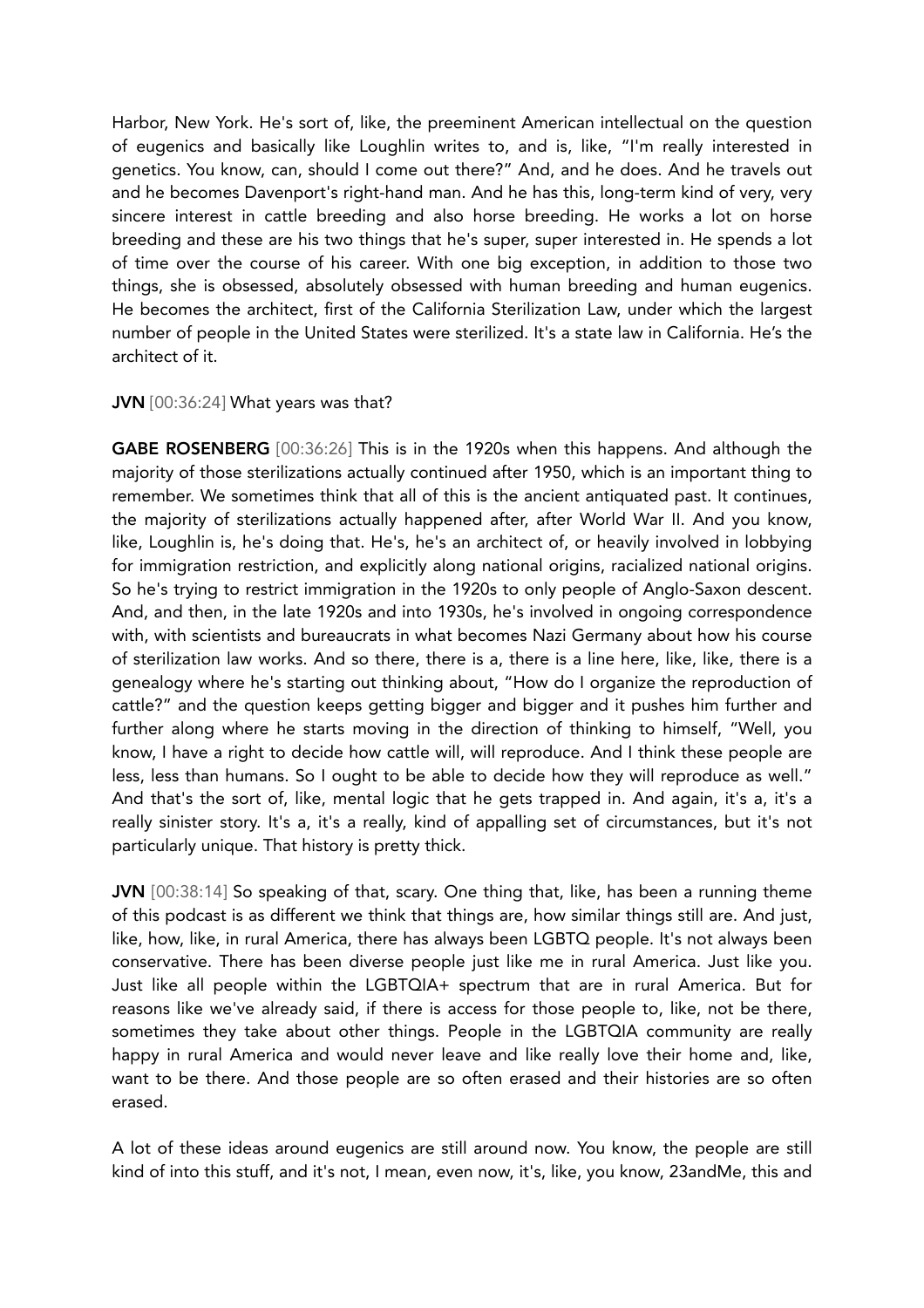Harbor, New York. He's sort of, like, the preeminent American intellectual on the question of eugenics and basically like Loughlin writes to, and is, like, "I'm really interested in genetics. You know, can, should I come out there?" And, and he does. And he travels out and he becomes Davenport's right-hand man. And he has this, long-term kind of very, very sincere interest in cattle breeding and also horse breeding. He works a lot on horse breeding and these are his two things that he's super, super interested in. He spends a lot of time over the course of his career. With one big exception, in addition to those two things, she is obsessed, absolutely obsessed with human breeding and human eugenics. He becomes the architect, first of the California Sterilization Law, under which the largest number of people in the United States were sterilized. It's a state law in California. He's the architect of it.

**JVN** [00:36:24] What years was that?

**GABE ROSENBERG** [00:36:26] This is in the 1920s when this happens. And although the majority of those sterilizations actually continued after 1950, which is an important thing to remember. We sometimes think that all of this is the ancient antiquated past. It continues, the majority of sterilizations actually happened after, after World War II. And you know, like, Loughlin is, he's doing that. He's, he's an architect of, or heavily involved in lobbying for immigration restriction, and explicitly along national origins, racialized national origins. So he's trying to restrict immigration in the 1920s to only people of Anglo-Saxon descent. And, and then, in the late 1920s and into 1930s, he's involved in ongoing correspondence with, with scientists and bureaucrats in what becomes Nazi Germany about how his course of sterilization law works. And so there, there is a, there is a line here, like, like, there is a genealogy where he's starting out thinking about, "How do I organize the reproduction of cattle?" and the question keeps getting bigger and bigger and it pushes him further and further along where he starts moving in the direction of thinking to himself, "Well, you know, I have a right to decide how cattle will, will reproduce. And I think these people are less, less than humans. So I ought to be able to decide how they will reproduce as well." And that's the sort of, like, mental logic that he gets trapped in. And again, it's a, it's a really sinister story. It's a, it's a really, kind of appalling set of circumstances, but it's not particularly unique. That history is pretty thick.

**JVN** [00:38:14] So speaking of that, scary. One thing that, like, has been a running theme of this podcast is as different we think that things are, how similar things still are. And just, like, how, like, in rural America, there has always been LGBTQ people. It's not always been conservative. There has been diverse people just like me in rural America. Just like you. Just like all people within the LGBTQIA+ spectrum that are in rural America. But for reasons like we've already said, if there is access for those people to, like, not be there, sometimes they take about other things. People in the LGBTQIA community are really happy in rural America and would never leave and like really love their home and, like, want to be there. And those people are so often erased and their histories are so often erased.

A lot of these ideas around eugenics are still around now. You know, the people are still kind of into this stuff, and it's not, I mean, even now, it's, like, you know, 23andMe, this and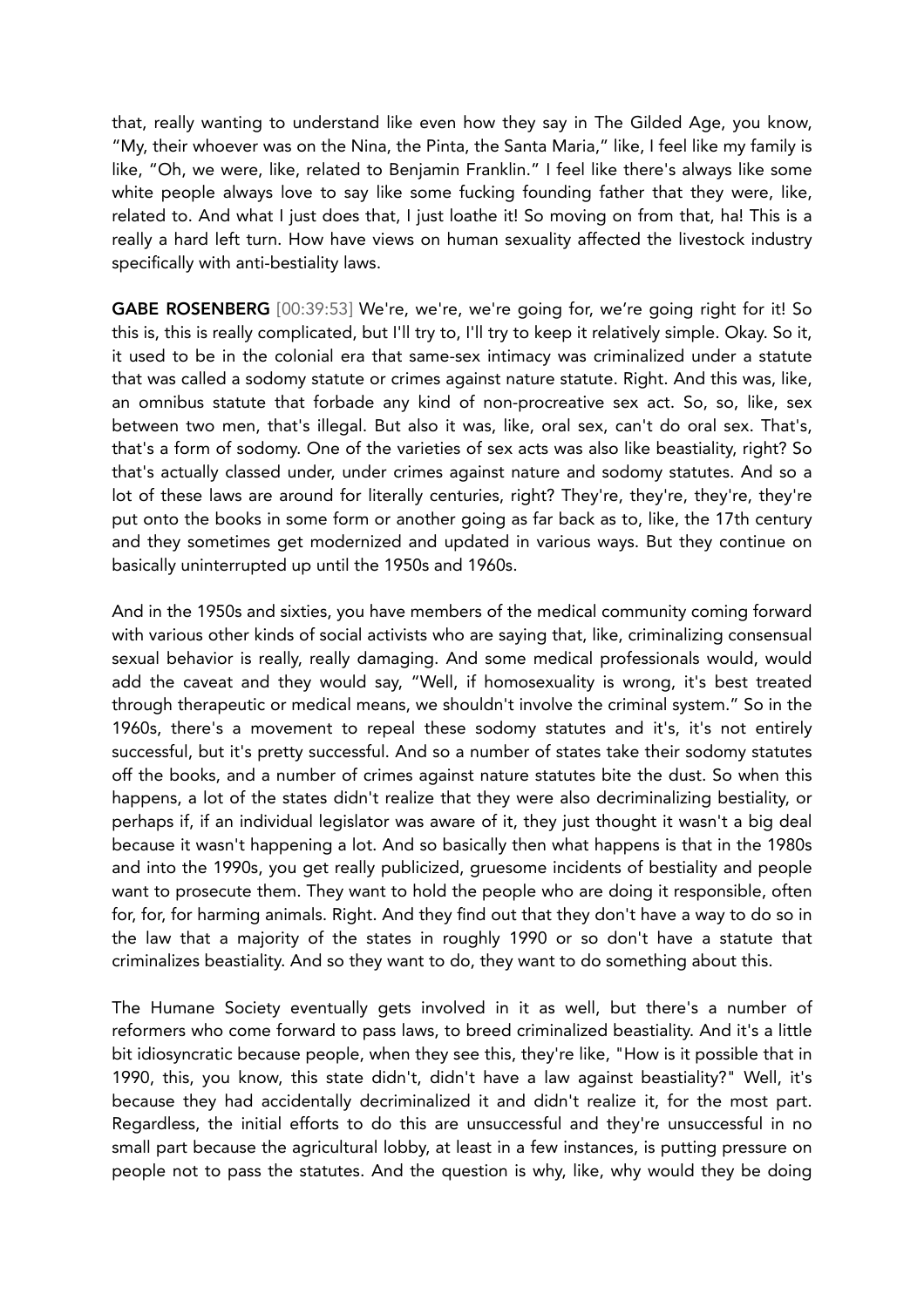that, really wanting to understand like even how they say in The Gilded Age, you know, "My, their whoever was on the Nina, the Pinta, the Santa Maria," like, I feel like my family is like, "Oh, we were, like, related to Benjamin Franklin." I feel like there's always like some white people always love to say like some fucking founding father that they were, like, related to. And what I just does that, I just loathe it! So moving on from that, ha! This is a really a hard left turn. How have views on human sexuality affected the livestock industry specifically with anti-bestiality laws.

**GABE ROSENBERG** [00:39:53] We're, we're, we're going for, we're going right for it! So this is, this is really complicated, but I'll try to, I'll try to keep it relatively simple. Okay. So it, it used to be in the colonial era that same-sex intimacy was criminalized under a statute that was called a sodomy statute or crimes against nature statute. Right. And this was, like, an omnibus statute that forbade any kind of non-procreative sex act. So, so, like, sex between two men, that's illegal. But also it was, like, oral sex, can't do oral sex. That's, that's a form of sodomy. One of the varieties of sex acts was also like beastiality, right? So that's actually classed under, under crimes against nature and sodomy statutes. And so a lot of these laws are around for literally centuries, right? They're, they're, they're, they're put onto the books in some form or another going as far back as to, like, the 17th century and they sometimes get modernized and updated in various ways. But they continue on basically uninterrupted up until the 1950s and 1960s.

And in the 1950s and sixties, you have members of the medical community coming forward with various other kinds of social activists who are saying that, like, criminalizing consensual sexual behavior is really, really damaging. And some medical professionals would, would add the caveat and they would say, "Well, if homosexuality is wrong, it's best treated through therapeutic or medical means, we shouldn't involve the criminal system." So in the 1960s, there's a movement to repeal these sodomy statutes and it's, it's not entirely successful, but it's pretty successful. And so a number of states take their sodomy statutes off the books, and a number of crimes against nature statutes bite the dust. So when this happens, a lot of the states didn't realize that they were also decriminalizing bestiality, or perhaps if, if an individual legislator was aware of it, they just thought it wasn't a big deal because it wasn't happening a lot. And so basically then what happens is that in the 1980s and into the 1990s, you get really publicized, gruesome incidents of bestiality and people want to prosecute them. They want to hold the people who are doing it responsible, often for, for, for harming animals. Right. And they find out that they don't have a way to do so in the law that a majority of the states in roughly 1990 or so don't have a statute that criminalizes beastiality. And so they want to do, they want to do something about this.

The Humane Society eventually gets involved in it as well, but there's a number of reformers who come forward to pass laws, to breed criminalized beastiality. And it's a little bit idiosyncratic because people, when they see this, they're like, "How is it possible that in 1990, this, you know, this state didn't, didn't have a law against beastiality?" Well, it's because they had accidentally decriminalized it and didn't realize it, for the most part. Regardless, the initial efforts to do this are unsuccessful and they're unsuccessful in no small part because the agricultural lobby, at least in a few instances, is putting pressure on people not to pass the statutes. And the question is why, like, why would they be doing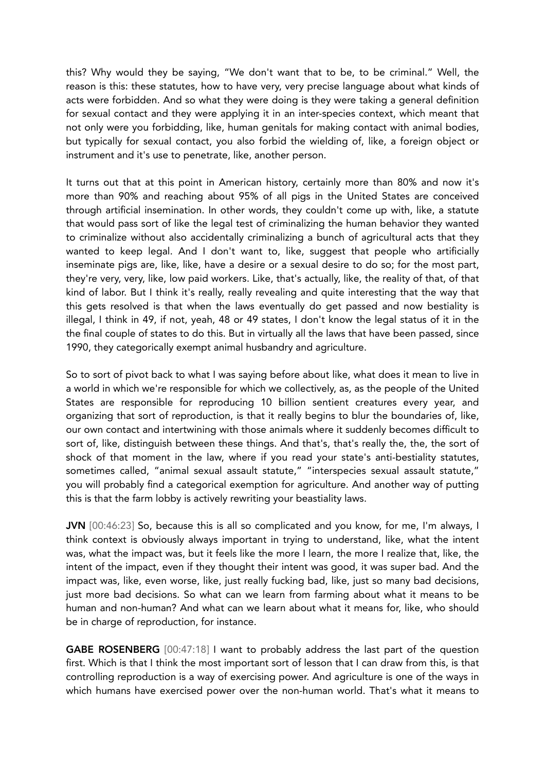this? Why would they be saying, "We don't want that to be, to be criminal." Well, the reason is this: these statutes, how to have very, very precise language about what kinds of acts were forbidden. And so what they were doing is they were taking a general definition for sexual contact and they were applying it in an inter-species context, which meant that not only were you forbidding, like, human genitals for making contact with animal bodies, but typically for sexual contact, you also forbid the wielding of, like, a foreign object or instrument and it's use to penetrate, like, another person.

It turns out that at this point in American history, certainly more than 80% and now it's more than 90% and reaching about 95% of all pigs in the United States are conceived through artificial insemination. In other words, they couldn't come up with, like, a statute that would pass sort of like the legal test of criminalizing the human behavior they wanted to criminalize without also accidentally criminalizing a bunch of agricultural acts that they wanted to keep legal. And I don't want to, like, suggest that people who artificially inseminate pigs are, like, like, have a desire or a sexual desire to do so; for the most part, they're very, very, like, low paid workers. Like, that's actually, like, the reality of that, of that kind of labor. But I think it's really, really revealing and quite interesting that the way that this gets resolved is that when the laws eventually do get passed and now bestiality is illegal, I think in 49, if not, yeah, 48 or 49 states, I don't know the legal status of it in the the final couple of states to do this. But in virtually all the laws that have been passed, since 1990, they categorically exempt animal husbandry and agriculture.

So to sort of pivot back to what I was saying before about like, what does it mean to live in a world in which we're responsible for which we collectively, as, as the people of the United States are responsible for reproducing 10 billion sentient creatures every year, and organizing that sort of reproduction, is that it really begins to blur the boundaries of, like, our own contact and intertwining with those animals where it suddenly becomes difficult to sort of, like, distinguish between these things. And that's, that's really the, the, the sort of shock of that moment in the law, where if you read your state's anti-bestiality statutes, sometimes called, "animal sexual assault statute," "interspecies sexual assault statute," you will probably find a categorical exemption for agriculture. And another way of putting this is that the farm lobby is actively rewriting your beastiality laws.

**JVN** [00:46:23] So, because this is all so complicated and you know, for me, I'm always, I think context is obviously always important in trying to understand, like, what the intent was, what the impact was, but it feels like the more I learn, the more I realize that, like, the intent of the impact, even if they thought their intent was good, it was super bad. And the impact was, like, even worse, like, just really fucking bad, like, just so many bad decisions, just more bad decisions. So what can we learn from farming about what it means to be human and non-human? And what can we learn about what it means for, like, who should be in charge of reproduction, for instance.

**GABE ROSENBERG** [00:47:18] I want to probably address the last part of the question first. Which is that I think the most important sort of lesson that I can draw from this, is that controlling reproduction is a way of exercising power. And agriculture is one of the ways in which humans have exercised power over the non-human world. That's what it means to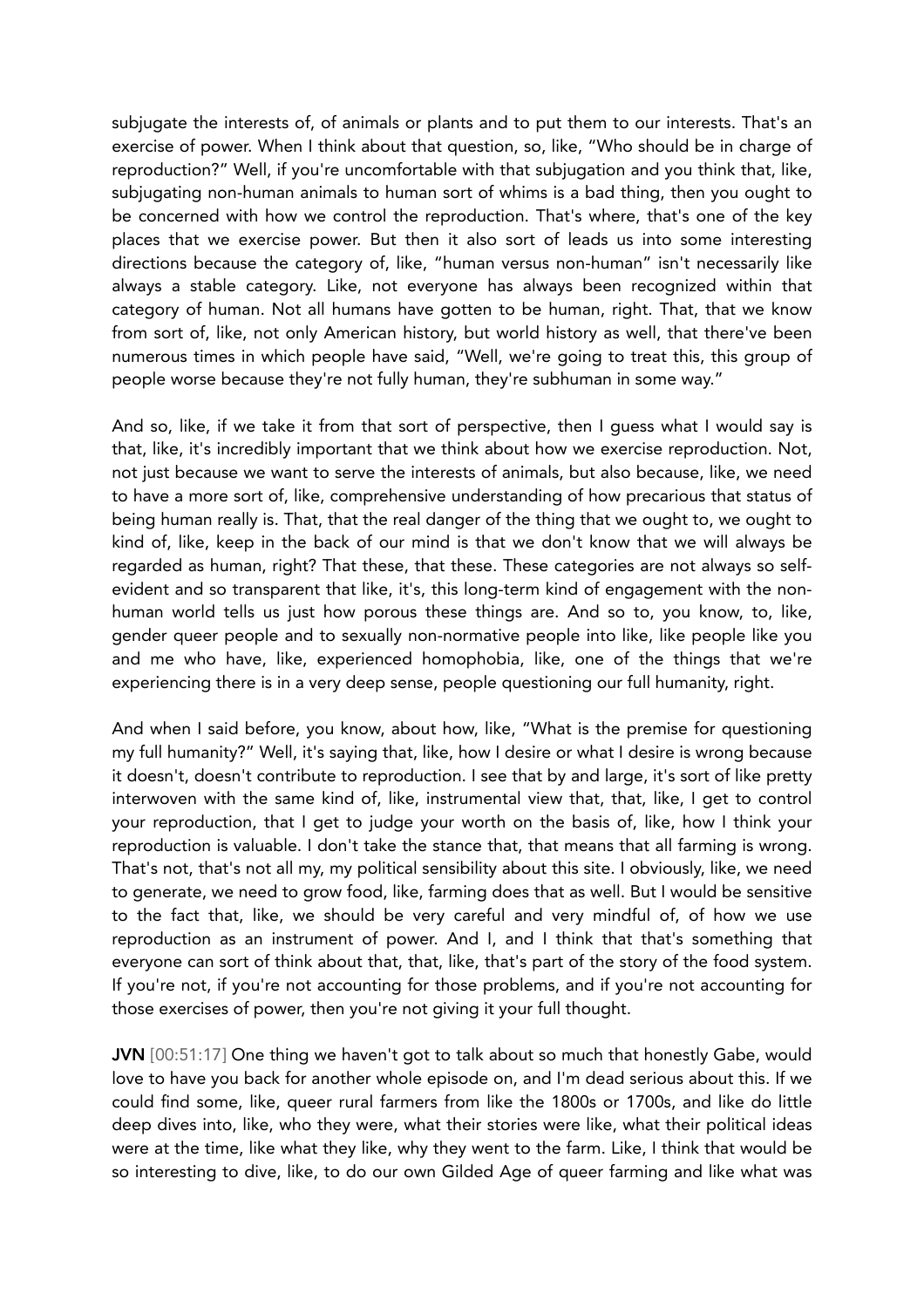subjugate the interests of, of animals or plants and to put them to our interests. That's an exercise of power. When I think about that question, so, like, "Who should be in charge of reproduction?" Well, if you're uncomfortable with that subjugation and you think that, like, subjugating non-human animals to human sort of whims is a bad thing, then you ought to be concerned with how we control the reproduction. That's where, that's one of the key places that we exercise power. But then it also sort of leads us into some interesting directions because the category of, like, "human versus non-human" isn't necessarily like always a stable category. Like, not everyone has always been recognized within that category of human. Not all humans have gotten to be human, right. That, that we know from sort of, like, not only American history, but world history as well, that there've been numerous times in which people have said, "Well, we're going to treat this, this group of people worse because they're not fully human, they're subhuman in some way."

And so, like, if we take it from that sort of perspective, then I guess what I would say is that, like, it's incredibly important that we think about how we exercise reproduction. Not, not just because we want to serve the interests of animals, but also because, like, we need to have a more sort of, like, comprehensive understanding of how precarious that status of being human really is. That, that the real danger of the thing that we ought to, we ought to kind of, like, keep in the back of our mind is that we don't know that we will always be regarded as human, right? That these, that these. These categories are not always so self-evident and so transparent that like, it's, this long-term kind of engagement with the non-human world tells us just how porous these things are. And so to, you know, to, like, gender queer people and to sexually non-normative people into like, like people like you and me who have, like, experienced homophobia, like, one of the things that we're experiencing there is in a very deep sense, people questioning our full humanity, right.

And when I said before, you know, about how, like, "What is the premise for questioning my full humanity?" Well, it's saying that, like, how I desire or what I desire is wrong because it doesn't, doesn't contribute to reproduction. I see that by and large, it's sort of like pretty interwoven with the same kind of, like, instrumental view that, that, like, I get to control your reproduction, that I get to judge your worth on the basis of, like, how I think your reproduction is valuable. I don't take the stance that, that means that all farming is wrong. That's not, that's not all my, my political sensibility about this site. I obviously, like, we need to generate, we need to grow food, like, farming does that as well. But I would be sensitive to the fact that, like, we should be very careful and very mindful of, of how we use reproduction as an instrument of power. And I, and I think that that's something that everyone can sort of think about that, that, like, that's part of the story of the food system. If you're not, if you're not accounting for those problems, and if you're not accounting for those exercises of power, then you're not giving it your full thought.

**JVN** [00:51:17] One thing we haven't got to talk about so much that honestly Gabe, would love to have you back for another whole episode on, and I'm dead serious about this. If we could find some, like, queer rural farmers from like the 1800s or 1700s, and like do little deep dives into, like, who they were, what their stories were like, what their political ideas were at the time, like what they like, why they went to the farm. Like, I think that would be so interesting to dive, like, to do our own Gilded Age of queer farming and like what was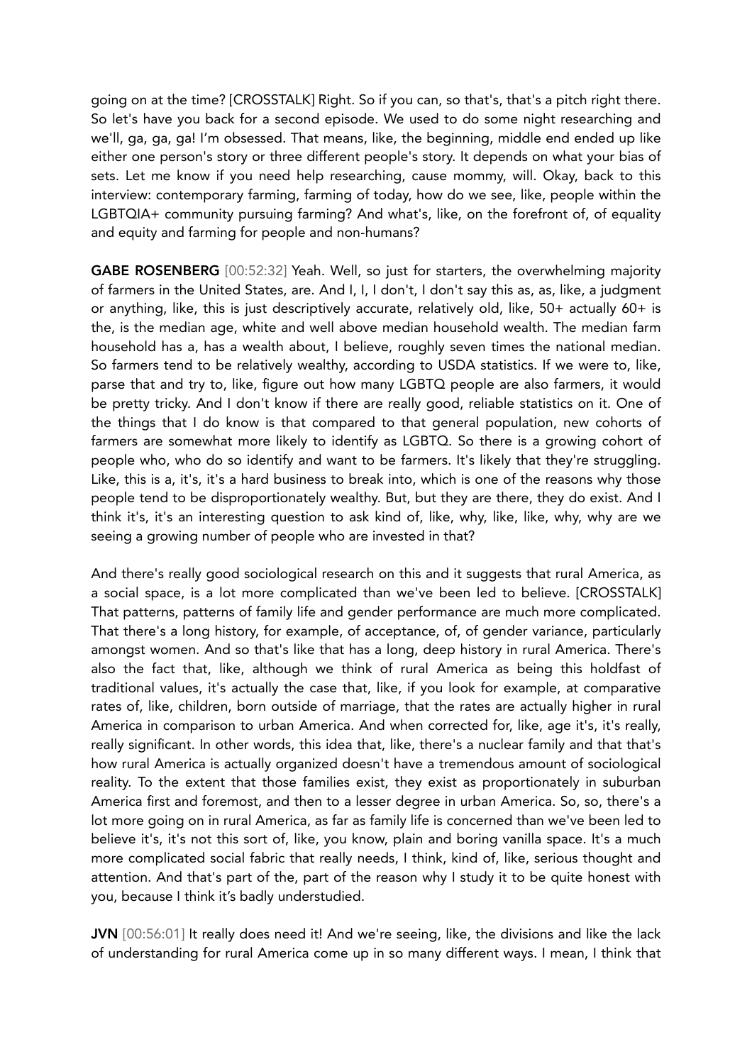going on at the time? [CROSSTALK] Right. So if you can, so that's, that's a pitch right there. So let's have you back for a second episode. We used to do some night researching and we'll, ga, ga, ga! I'm obsessed. That means, like, the beginning, middle end ended up like either one person's story or three different people's story. It depends on what your bias of sets. Let me know if you need help researching, cause mommy, will. Okay, back to this interview: contemporary farming, farming of today, how do we see, like, people within the LGBTQIA+ community pursuing farming? And what's, like, on the forefront of, of equality and equity and farming for people and non-humans?

**GABE ROSENBERG** [00:52:32] Yeah. Well, so just for starters, the overwhelming majority of farmers in the United States, are. And I, I, I don't, I don't say this as, as, like, a judgment or anything, like, this is just descriptively accurate, relatively old, like, 50+ actually 60+ is the, is the median age, white and well above median household wealth. The median farm household has a, has a wealth about, I believe, roughly seven times the national median. So farmers tend to be relatively wealthy, according to USDA statistics. If we were to, like, parse that and try to, like, figure out how many LGBTQ people are also farmers, it would be pretty tricky. And I don't know if there are really good, reliable statistics on it. One of the things that I do know is that compared to that general population, new cohorts of farmers are somewhat more likely to identify as LGBTQ. So there is a growing cohort of people who, who do so identify and want to be farmers. It's likely that they're struggling. Like, this is a, it's, it's a hard business to break into, which is one of the reasons why those people tend to be disproportionately wealthy. But, but they are there, they do exist. And I think it's, it's an interesting question to ask kind of, like, why, like, like, why, why are we seeing a growing number of people who are invested in that?

And there's really good sociological research on this and it suggests that rural America, as a social space, is a lot more complicated than we've been led to believe. [CROSSTALK] That patterns, patterns of family life and gender performance are much more complicated. That there's a long history, for example, of acceptance, of, of gender variance, particularly amongst women. And so that's like that has a long, deep history in rural America. There's also the fact that, like, although we think of rural America as being this holdfast of traditional values, it's actually the case that, like, if you look for example, at comparative rates of, like, children, born outside of marriage, that the rates are actually higher in rural America in comparison to urban America. And when corrected for, like, age it's, it's really, really significant. In other words, this idea that, like, there's a nuclear family and that that's how rural America is actually organized doesn't have a tremendous amount of sociological reality. To the extent that those families exist, they exist as proportionately in suburban America first and foremost, and then to a lesser degree in urban America. So, so, there's a lot more going on in rural America, as far as family life is concerned than we've been led to believe it's, it's not this sort of, like, you know, plain and boring vanilla space. It's a much more complicated social fabric that really needs, I think, kind of, like, serious thought and attention. And that's part of the, part of the reason why I study it to be quite honest with you, because I think it's badly understudied.

**JVN** [00:56:01] It really does need it! And we're seeing, like, the divisions and like the lack of understanding for rural America come up in so many different ways. I mean, I think that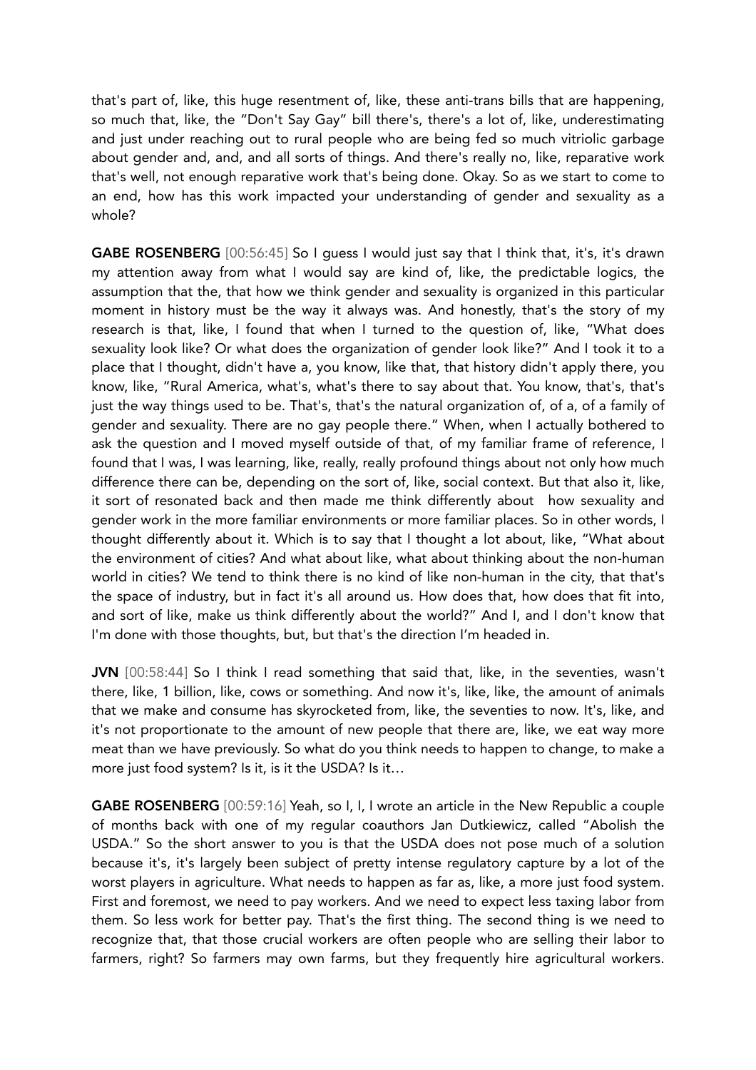that's part of, like, this huge resentment of, like, these anti-trans bills that are happening, so much that, like, the "Don't Say Gay" bill there's, there's a lot of, like, underestimating and just under reaching out to rural people who are being fed so much vitriolic garbage about gender and, and, and all sorts of things. And there's really no, like, reparative work that's well, not enough reparative work that's being done. Okay. So as we start to come to an end, how has this work impacted your understanding of gender and sexuality as a whole?

**GABE ROSENBERG** [00:56:45] So I guess I would just say that I think that, it's, it's drawn my attention away from what I would say are kind of, like, the predictable logics, the assumption that the, that how we think gender and sexuality is organized in this particular moment in history must be the way it always was. And honestly, that's the story of my research is that, like, I found that when I turned to the question of, like, "What does sexuality look like? Or what does the organization of gender look like?" And I took it to a place that I thought, didn't have a, you know, like that, that history didn't apply there, you know, like, "Rural America, what's, what's there to say about that. You know, that's, that's just the way things used to be. That's, that's the natural organization of, of a, of a family of gender and sexuality. There are no gay people there." When, when I actually bothered to ask the question and I moved myself outside of that, of my familiar frame of reference, I found that I was, I was learning, like, really, really profound things about not only how much difference there can be, depending on the sort of, like, social context. But that also it, like, it sort of resonated back and then made me think differently about how sexuality and gender work in the more familiar environments or more familiar places. So in other words, I thought differently about it. Which is to say that I thought a lot about, like, "What about the environment of cities? And what about like, what about thinking about the non-human world in cities? We tend to think there is no kind of like non-human in the city, that that's the space of industry, but in fact it's all around us. How does that, how does that fit into, and sort of like, make us think differently about the world?" And I, and I don't know that I'm done with those thoughts, but, but that's the direction I'm headed in.

**JVN** [00:58:44] So I think I read something that said that, like, in the seventies, wasn't there, like, 1 billion, like, cows or something. And now it's, like, like, the amount of animals that we make and consume has skyrocketed from, like, the seventies to now. It's, like, and it's not proportionate to the amount of new people that there are, like, we eat way more meat than we have previously. So what do you think needs to happen to change, to make a more just food system? Is it, is it the USDA? Is it…

**GABE ROSENBERG** [00:59:16] Yeah, so I, I, I wrote an article in the New Republic a couple of months back with one of my regular coauthors Jan Dutkiewicz, called "Abolish the USDA." So the short answer to you is that the USDA does not pose much of a solution because it's, it's largely been subject of pretty intense regulatory capture by a lot of the worst players in agriculture. What needs to happen as far as, like, a more just food system. First and foremost, we need to pay workers. And we need to expect less taxing labor from them. So less work for better pay. That's the first thing. The second thing is we need to recognize that, that those crucial workers are often people who are selling their labor to farmers, right? So farmers may own farms, but they frequently hire agricultural workers.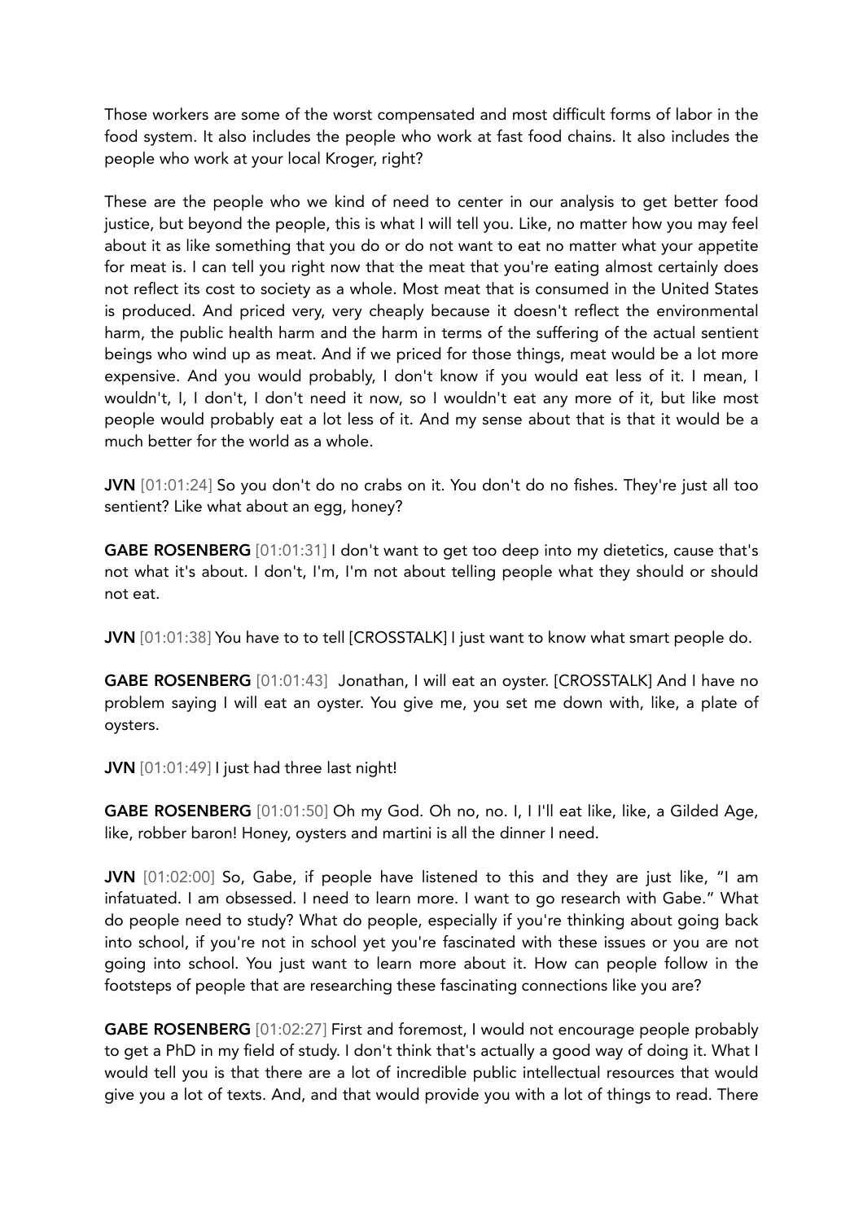Those workers are some of the worst compensated and most difficult forms of labor in the food system. It also includes the people who work at fast food chains. It also includes the people who work at your local Kroger, right?

These are the people who we kind of need to center in our analysis to get better food justice, but beyond the people, this is what I will tell you. Like, no matter how you may feel about it as like something that you do or do not want to eat no matter what your appetite for meat is. I can tell you right now that the meat that you're eating almost certainly does not reflect its cost to society as a whole. Most meat that is consumed in the United States is produced. And priced very, very cheaply because it doesn't reflect the environmental harm, the public health harm and the harm in terms of the suffering of the actual sentient beings who wind up as meat. And if we priced for those things, meat would be a lot more expensive. And you would probably, I don't know if you would eat less of it. I mean, I wouldn't, I, I don't, I don't need it now, so I wouldn't eat any more of it, but like most people would probably eat a lot less of it. And my sense about that is that it would be a much better for the world as a whole.

**JVN** [01:01:24] So you don't do no crabs on it. You don't do no fishes. They're just all too sentient? Like what about an egg, honey?

**GABE ROSENBERG** [01:01:31] I don't want to get too deep into my dietetics, cause that's not what it's about. I don't, I'm, I'm not about telling people what they should or should not eat.

**JVN** [01:01:38] You have to to tell [CROSSTALK] I just want to know what smart people do.

**GABE ROSENBERG** [01:01:43] Jonathan, I will eat an oyster. [CROSSTALK] And I have no problem saying I will eat an oyster. You give me, you set me down with, like, a plate of oysters.

**JVN** [01:01:49] I just had three last night!

**GABE ROSENBERG** [01:01:50] Oh my God. Oh no, no. I, I I'll eat like, like, a Gilded Age, like, robber baron! Honey, oysters and martini is all the dinner I need.

**JVN** [01:02:00] So, Gabe, if people have listened to this and they are just like, "I am infatuated. I am obsessed. I need to learn more. I want to go research with Gabe." What do people need to study? What do people, especially if you're thinking about going back into school, if you're not in school yet you're fascinated with these issues or you are not going into school. You just want to learn more about it. How can people follow in the footsteps of people that are researching these fascinating connections like you are?

**GABE ROSENBERG** [01:02:27] First and foremost, I would not encourage people probably to get a PhD in my field of study. I don't think that's actually a good way of doing it. What I would tell you is that there are a lot of incredible public intellectual resources that would give you a lot of texts. And, and that would provide you with a lot of things to read. There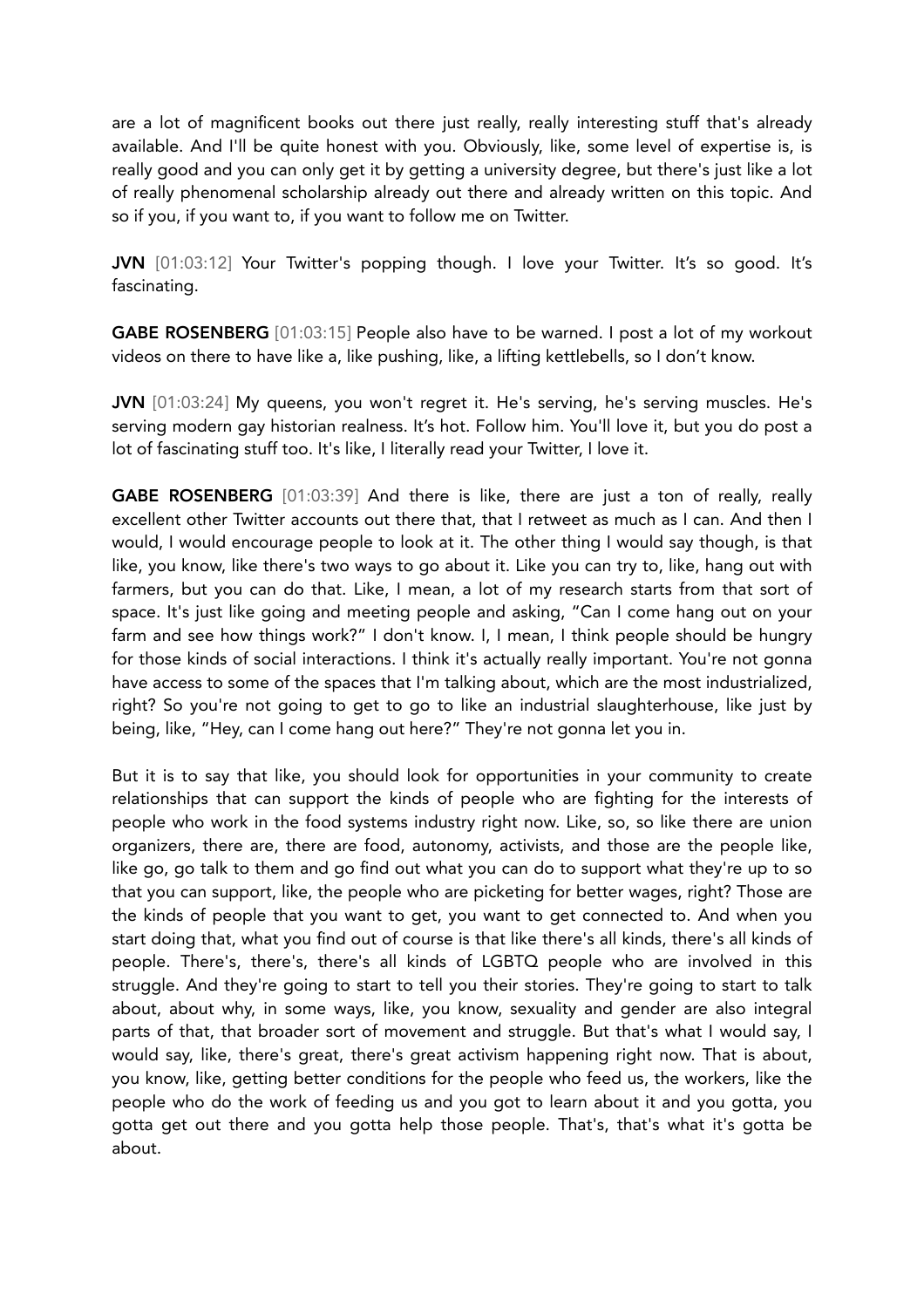are a lot of magnificent books out there just really, really interesting stuff that's already available. And I'll be quite honest with you. Obviously, like, some level of expertise is, is really good and you can only get it by getting a university degree, but there's just like a lot of really phenomenal scholarship already out there and already written on this topic. And so if you, if you want to, if you want to follow me on Twitter.

**JVN** [01:03:12] Your Twitter's popping though. I love your Twitter. It's so good. It's fascinating.

**GABE ROSENBERG** [01:03:15] People also have to be warned. I post a lot of my workout videos on there to have like a, like pushing, like, a lifting kettlebells, so I don't know.

**JVN** [01:03:24] My queens, you won't regret it. He's serving, he's serving muscles. He's serving modern gay historian realness. It's hot. Follow him. You'll love it, but you do post a lot of fascinating stuff too. It's like, I literally read your Twitter, I love it.

**GABE ROSENBERG** [01:03:39] And there is like, there are just a ton of really, really excellent other Twitter accounts out there that, that I retweet as much as I can. And then I would, I would encourage people to look at it. The other thing I would say though, is that like, you know, like there's two ways to go about it. Like you can try to, like, hang out with farmers, but you can do that. Like, I mean, a lot of my research starts from that sort of space. It's just like going and meeting people and asking, "Can I come hang out on your farm and see how things work?" I don't know. I, I mean, I think people should be hungry for those kinds of social interactions. I think it's actually really important. You're not gonna have access to some of the spaces that I'm talking about, which are the most industrialized, right? So you're not going to get to go to like an industrial slaughterhouse, like just by being, like, "Hey, can I come hang out here?" They're not gonna let you in.

But it is to say that like, you should look for opportunities in your community to create relationships that can support the kinds of people who are fighting for the interests of people who work in the food systems industry right now. Like, so, so like there are union organizers, there are, there are food, autonomy, activists, and those are the people like, like go, go talk to them and go find out what you can do to support what they're up to so that you can support, like, the people who are picketing for better wages, right? Those are the kinds of people that you want to get, you want to get connected to. And when you start doing that, what you find out of course is that like there's all kinds, there's all kinds of people. There's, there's, there's all kinds of LGBTQ people who are involved in this struggle. And they're going to start to tell you their stories. They're going to start to talk about, about why, in some ways, like, you know, sexuality and gender are also integral parts of that, that broader sort of movement and struggle. But that's what I would say, I would say, like, there's great, there's great activism happening right now. That is about, you know, like, getting better conditions for the people who feed us, the workers, like the people who do the work of feeding us and you got to learn about it and you gotta, you gotta get out there and you gotta help those people. That's, that's what it's gotta be about.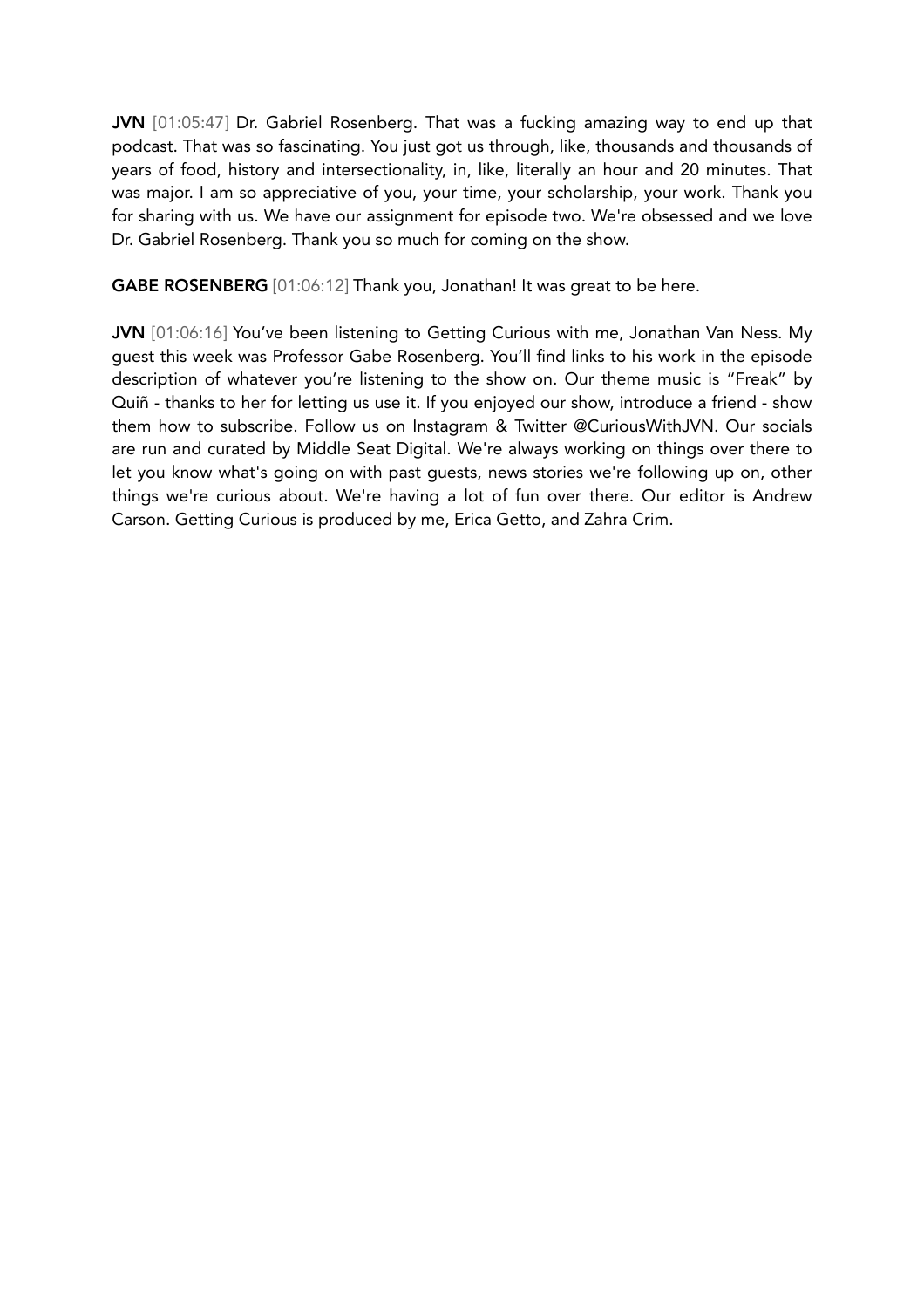**JVN** [01:05:47] Dr. Gabriel Rosenberg. That was a fucking amazing way to end up that podcast. That was so fascinating. You just got us through, like, thousands and thousands of years of food, history and intersectionality, in, like, literally an hour and 20 minutes. That was major. I am so appreciative of you, your time, your scholarship, your work. Thank you for sharing with us. We have our assignment for episode two. We're obsessed and we love Dr. Gabriel Rosenberg. Thank you so much for coming on the show.

**GABE ROSENBERG** [01:06:12] Thank you, Jonathan! It was great to be here.

**JVN** [01:06:16] You've been listening to Getting Curious with me, Jonathan Van Ness. My guest this week was Professor Gabe Rosenberg. You'll find links to his work in the episode description of whatever you're listening to the show on. Our theme music is "Freak" by Quiñ - thanks to her for letting us use it. If you enjoyed our show, introduce a friend - show them how to subscribe. Follow us on Instagram & Twitter @CuriousWithJVN. Our socials are run and curated by Middle Seat Digital. We're always working on things over there to let you know what's going on with past guests, news stories we're following up on, other things we're curious about. We're having a lot of fun over there. Our editor is Andrew Carson. Getting Curious is produced by me, Erica Getto, and Zahra Crim.